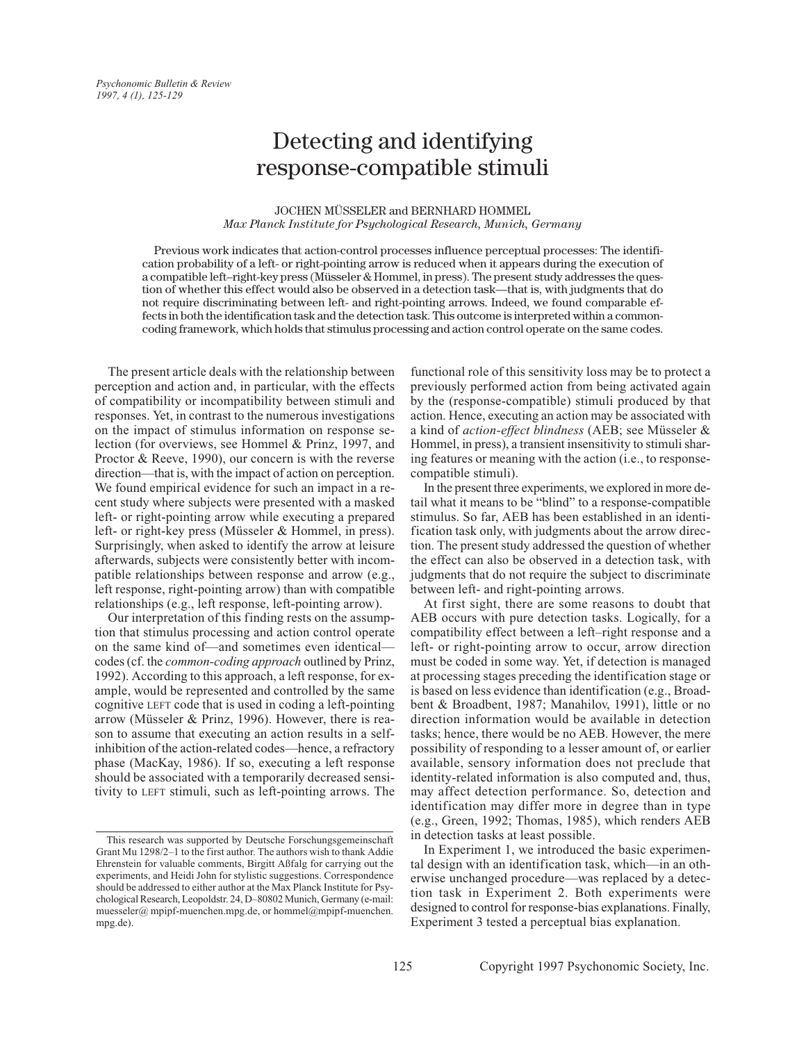# Detecting and identifying response-compatible stimuli

JOCHEN MÜSSELER and BERNHARD HOMMEL
*Max Planck Institute for Psychological Research, Munich, Germany*

Previous work indicates that action-control processes influence perceptual processes: The identification probability of a left- or right-pointing arrow is reduced when it appears during the execution of a compatible left–right-key press (Müsseler & Hommel, in press). The present study addresses the question of whether this effect would also be observed in a detection task—that is, with judgments that do not require discriminating between left- and right-pointing arrows. Indeed, we found comparable effects in both the identification task and the detection task. This outcome is interpreted within a common-coding framework, which holds that stimulus processing and action control operate on the same codes.

The present article deals with the relationship between perception and action and, in particular, with the effects of compatibility or incompatibility between stimuli and responses. Yet, in contrast to the numerous investigations on the impact of stimulus information on response selection (for overviews, see Hommel & Prinz, 1997, and Proctor & Reeve, 1990), our concern is with the reverse direction—that is, with the impact of action on perception. We found empirical evidence for such an impact in a recent study where subjects were presented with a masked left- or right-pointing arrow while executing a prepared left- or right-key press (Müsseler & Hommel, in press). Surprisingly, when asked to identify the arrow at leisure afterwards, subjects were consistently better with incompatible relationships between response and arrow (e.g., left response, right-pointing arrow) than with compatible relationships (e.g., left response, left-pointing arrow).

Our interpretation of this finding rests on the assumption that stimulus processing and action control operate on the same kind of—and sometimes even identical—codes (cf. the *common-coding approach* outlined by Prinz, 1992). According to this approach, a left response, for example, would be represented and controlled by the same cognitive LEFT code that is used in coding a left-pointing arrow (Müsseler & Prinz, 1996). However, there is reason to assume that executing an action results in a self-inhibition of the action-related codes—hence, a refractory phase (MacKay, 1986). If so, executing a left response should be associated with a temporarily decreased sensitivity to LEFT stimuli, such as left-pointing arrows. The functional role of this sensitivity loss may be to protect a previously performed action from being activated again by the (response-compatible) stimuli produced by that action. Hence, executing an action may be associated with a kind of *action-effect blindness* (AEB; see Müsseler & Hommel, in press), a transient insensitivity to stimuli sharing features or meaning with the action (i.e., to response-compatible stimuli).

In the present three experiments, we explored in more detail what it means to be "blind" to a response-compatible stimulus. So far, AEB has been established in an identification task only, with judgments about the arrow direction. The present study addressed the question of whether the effect can also be observed in a detection task, with judgments that do not require the subject to discriminate between left- and right-pointing arrows.

At first sight, there are some reasons to doubt that AEB occurs with pure detection tasks. Logically, for a compatibility effect between a left–right response and a left- or right-pointing arrow to occur, arrow direction must be coded in some way. Yet, if detection is managed at processing stages preceding the identification stage or is based on less evidence than identification (e.g., Broadbent & Broadbent, 1987; Manahilov, 1991), little or no direction information would be available in detection tasks; hence, there would be no AEB. However, the mere possibility of responding to a lesser amount of, or earlier available, sensory information does not preclude that identity-related information is also computed and, thus, may affect detection performance. So, detection and identification may differ more in degree than in type (e.g., Green, 1992; Thomas, 1985), which renders AEB in detection tasks at least possible.

In Experiment 1, we introduced the basic experimental design with an identification task, which—in an otherwise unchanged procedure—was replaced by a detection task in Experiment 2. Both experiments were designed to control for response-bias explanations. Finally, Experiment 3 tested a perceptual bias explanation.

This research was supported by Deutsche Forschungsgemeinschaft Grant Mu 1298/2–1 to the first author. The authors wish to thank Addie Ehrenstein for valuable comments, Birgitt Aßfalg for carrying out the experiments, and Heidi John for stylistic suggestions. Correspondence should be addressed to either author at the Max Planck Institute for Psychological Research, Leopoldstr. 24, D–80802 Munich, Germany (e-mail: muesseler@ mpipf-muenchen.mpg.de, or hommel@mpipf-muenchen.mpg.de).

Copyright 1997 Psychonomic Society, Inc.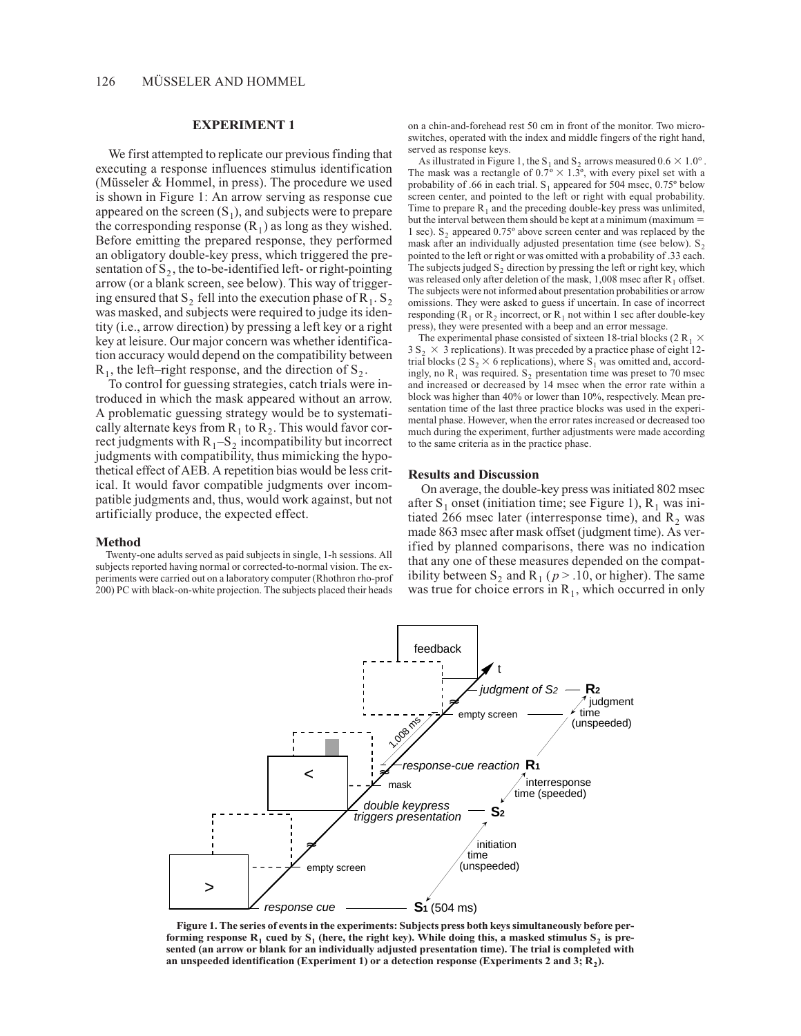## EXPERIMENT 1

We first attempted to replicate our previous finding that executing a response influences stimulus identification (Müsseler & Hommel, in press). The procedure we used is shown in Figure 1: An arrow serving as response cue appeared on the screen ($S_1$), and subjects were to prepare the corresponding response ($R_1$) as long as they wished. Before emitting the prepared response, they performed an obligatory double-key press, which triggered the presentation of $S_2$, the to-be-identified left- or right-pointing arrow (or a blank screen, see below). This way of triggering ensured that $S_2$ fell into the execution phase of $R_1$. $S_2$ was masked, and subjects were required to judge its identity (i.e., arrow direction) by pressing a left key or a right key at leisure. Our major concern was whether identification accuracy would depend on the compatibility between $R_1$, the left–right response, and the direction of $S_2$.

To control for guessing strategies, catch trials were introduced in which the mask appeared without an arrow. A problematic guessing strategy would be to systematically alternate keys from $R_1$ to $R_2$. This would favor correct judgments with $R_1$–$S_2$ incompatibility but incorrect judgments with compatibility, thus mimicking the hypothetical effect of AEB. A repetition bias would be less critical. It would favor compatible judgments over incompatible judgments and, thus, would work against, but not artificially produce, the expected effect.

### Method

Twenty-one adults served as paid subjects in single, 1-h sessions. All subjects reported having normal or corrected-to-normal vision. The experiments were carried out on a laboratory computer (Rhothron rho-prof 200) PC with black-on-white projection. The subjects placed their heads on a chin-and-forehead rest 50 cm in front of the monitor. Two microswitches, operated with the index and middle fingers of the right hand, served as response keys.

As illustrated in Figure 1, the $S_1$ and $S_2$ arrows measured $0.6 \times 1.0°$. The mask was a rectangle of $0.7° \times 1.3°$, with every pixel set with a probability of .66 in each trial. $S_1$ appeared for 504 msec, 0.75° below screen center, and pointed to the left or right with equal probability. Time to prepare $R_1$ and the preceding double-key press was unlimited, but the interval between them should be kept at a minimum (maximum = 1 sec). $S_2$ appeared 0.75° above screen center and was replaced by the mask after an individually adjusted presentation time (see below). $S_2$ pointed to the left or right or was omitted with a probability of .33 each. The subjects judged $S_2$ direction by pressing the left or right key, which was released only after deletion of the mask, 1,008 msec after $R_1$ offset. The subjects were not informed about presentation probabilities or arrow omissions. They were asked to guess if uncertain. In case of incorrect responding ($R_1$ or $R_2$ incorrect, or $R_1$ not within 1 sec after double-key press), they were presented with a beep and an error message.

The experimental phase consisted of sixteen 18-trial blocks ($2\ R_1 \times 3\ S_2 \times 3$ replications). It was preceded by a practice phase of eight 12-trial blocks ($2\ S_2 \times 6$ replications), where $S_1$ was omitted and, accordingly, no $R_1$ was required. $S_2$ presentation time was preset to 70 msec and increased or decreased by 14 msec when the error rate within a block was higher than 40% or lower than 10%, respectively. Mean presentation time of the last three practice blocks was used in the experimental phase. However, when the error rates increased or decreased too much during the experiment, further adjustments were made according to the same criteria as in the practice phase.

### Results and Discussion

On average, the double-key press was initiated 802 msec after $S_1$ onset (initiation time; see Figure 1), $R_1$ was initiated 266 msec later (interresponse time), and $R_2$ was made 863 msec after mask offset (judgment time). As verified by planned comparisons, there was no indication that any one of these measures depended on the compatibility between $S_2$ and $R_1$ ($p > .10$, or higher). The same was true for choice errors in $R_1$, which occurred in only

**Figure 1. The series of events in the experiments: Subjects press both keys simultaneously before performing response $R_1$ cued by $S_1$ (here, the right key). While doing this, a masked stimulus $S_2$ is presented (an arrow or blank for an individually adjusted presentation time). The trial is completed with an unspeeded identification (Experiment 1) or a detection response (Experiments 2 and 3; $R_2$).**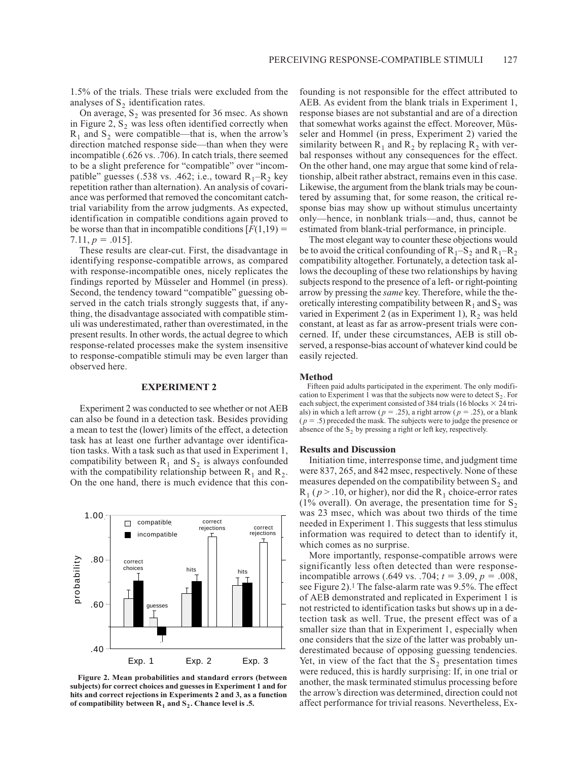1.5% of the trials. These trials were excluded from the analyses of $S_2$ identification rates.

On average, $S_2$ was presented for 36 msec. As shown in Figure 2, $S_2$ was less often identified correctly when $R_1$ and $S_2$ were compatible—that is, when the arrow's direction matched response side—than when they were incompatible (.626 vs. .706). In catch trials, there seemed to be a slight preference for "compatible" over "incompatible" guesses (.538 vs. .462; i.e., toward $R_1$–$R_2$ key repetition rather than alternation). An analysis of covariance was performed that removed the concomitant catch-trial variability from the arrow judgments. As expected, identification in compatible conditions again proved to be worse than that in incompatible conditions [$F(1,19) = 7.11$, $p = .015$].

These results are clear-cut. First, the disadvantage in identifying response-compatible arrows, as compared with response-incompatible ones, nicely replicates the findings reported by Müsseler and Hommel (in press). Second, the tendency toward "compatible" guessing observed in the catch trials strongly suggests that, if anything, the disadvantage associated with compatible stimuli was underestimated, rather than overestimated, in the present results. In other words, the actual degree to which response-related processes make the system insensitive to response-compatible stimuli may be even larger than observed here.

## EXPERIMENT 2

Experiment 2 was conducted to see whether or not AEB can also be found in a detection task. Besides providing a mean to test the (lower) limits of the effect, a detection task has at least one further advantage over identification tasks. With a task such as that used in Experiment 1, compatibility between $R_1$ and $S_2$ is always confounded with the compatibility relationship between $R_1$ and $R_2$. On the one hand, there is much evidence that this confounding is not responsible for the effect attributed to AEB. As evident from the blank trials in Experiment 1, response biases are not substantial and are of a direction that somewhat works against the effect. Moreover, Müsseler and Hommel (in press, Experiment 2) varied the similarity between $R_1$ and $R_2$ by replacing $R_2$ with verbal responses without any consequences for the effect. On the other hand, one may argue that some kind of relationship, albeit rather abstract, remains even in this case. Likewise, the argument from the blank trials may be countered by assuming that, for some reason, the critical response bias may show up without stimulus uncertainty only—hence, in nonblank trials—and, thus, cannot be estimated from blank-trial performance, in principle.

The most elegant way to counter these objections would be to avoid the critical confounding of $R_1$–$S_2$ and $R_1$–$R_2$ compatibility altogether. Fortunately, a detection task allows the decoupling of these two relationships by having subjects respond to the presence of a left- or right-pointing arrow by pressing the *same* key. Therefore, while the theoretically interesting compatibility between $R_1$ and $S_2$ was varied in Experiment 2 (as in Experiment 1), $R_2$ was held constant, at least as far as arrow-present trials were concerned. If, under these circumstances, AEB is still observed, a response-bias account of whatever kind could be easily rejected.

### Method

Fifteen paid adults participated in the experiment. The only modification to Experiment 1 was that the subjects now were to detect $S_2$. For each subject, the experiment consisted of 384 trials (16 blocks × 24 trials) in which a left arrow ($p = .25$), a right arrow ($p = .25$), or a blank ($p = .5$) preceded the mask. The subjects were to judge the presence or absence of the $S_2$ by pressing a right or left key, respectively.

### Results and Discussion

Initiation time, interresponse time, and judgment time were 837, 265, and 842 msec, respectively. None of these measures depended on the compatibility between $S_2$ and $R_1$ ($p > .10$, or higher), nor did the $R_1$ choice-error rates (1% overall). On average, the presentation time for $S_2$ was 23 msec, which was about two thirds of the time needed in Experiment 1. This suggests that less stimulus information was required to detect than to identify it, which comes as no surprise.

More importantly, response-compatible arrows were significantly less often detected than were response-incompatible arrows (.649 vs. .704; $t = 3.09$, $p = .008$, see Figure 2).[1] The false-alarm rate was 9.5%. The effect of AEB demonstrated and replicated in Experiment 1 is not restricted to identification tasks but shows up in a detection task as well. True, the present effect was of a smaller size than that in Experiment 1, especially when one considers that the size of the latter was probably underestimated because of opposing guessing tendencies. Yet, in view of the fact that the $S_2$ presentation times were reduced, this is hardly surprising: If, in one trial or another, the mask terminated stimulus processing before the arrow's direction was determined, direction could not affect performance for trivial reasons. Nevertheless, Ex-

**Figure 2. Mean probabilities and standard errors (between subjects) for correct choices and guesses in Experiment 1 and for hits and correct rejections in Experiments 2 and 3, as a function of compatibility between $R_1$ and $S_2$. Chance level is .5.**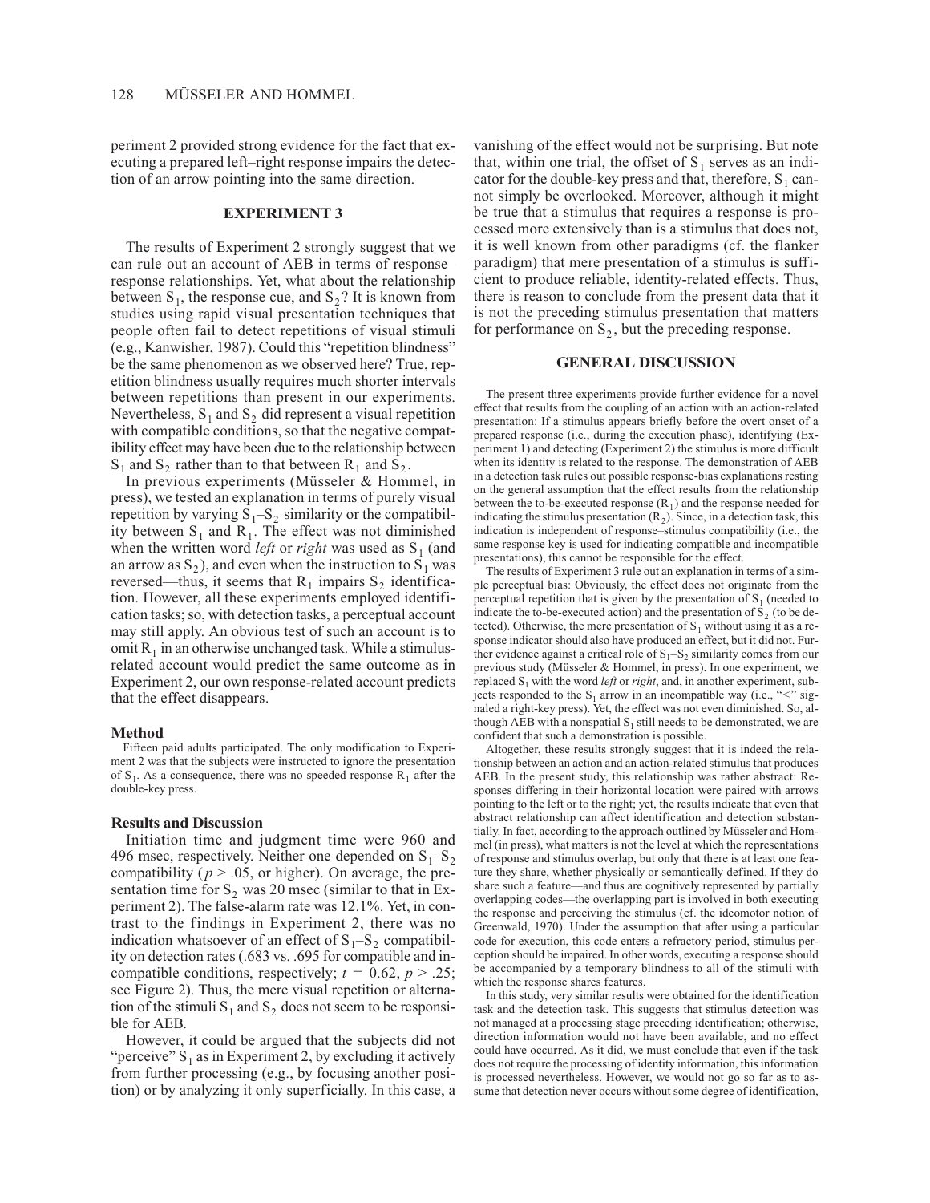periment 2 provided strong evidence for the fact that executing a prepared left–right response impairs the detection of an arrow pointing into the same direction.

## EXPERIMENT 3

The results of Experiment 2 strongly suggest that we can rule out an account of AEB in terms of response–response relationships. Yet, what about the relationship between $S_1$, the response cue, and $S_2$? It is known from studies using rapid visual presentation techniques that people often fail to detect repetitions of visual stimuli (e.g., Kanwisher, 1987). Could this "repetition blindness" be the same phenomenon as we observed here? True, repetition blindness usually requires much shorter intervals between repetitions than present in our experiments. Nevertheless, $S_1$ and $S_2$ did represent a visual repetition with compatible conditions, so that the negative compatibility effect may have been due to the relationship between $S_1$ and $S_2$ rather than to that between $R_1$ and $S_2$.

In previous experiments (Müsseler & Hommel, in press), we tested an explanation in terms of purely visual repetition by varying $S_1$–$S_2$ similarity or the compatibility between $S_1$ and $R_1$. The effect was not diminished when the written word *left* or *right* was used as $S_1$ (and an arrow as $S_2$), and even when the instruction to $S_1$ was reversed—thus, it seems that $R_1$ impairs $S_2$ identification. However, all these experiments employed identification tasks; so, with detection tasks, a perceptual account may still apply. An obvious test of such an account is to omit $R_1$ in an otherwise unchanged task. While a stimulus-related account would predict the same outcome as in Experiment 2, our own response-related account predicts that the effect disappears.

### Method

Fifteen paid adults participated. The only modification to Experiment 2 was that the subjects were instructed to ignore the presentation of $S_1$. As a consequence, there was no speeded response $R_1$ after the double-key press.

### Results and Discussion

Initiation time and judgment time were 960 and 496 msec, respectively. Neither one depended on $S_1$–$S_2$ compatibility ($p > .05$, or higher). On average, the presentation time for $S_2$ was 20 msec (similar to that in Experiment 2). The false-alarm rate was 12.1%. Yet, in contrast to the findings in Experiment 2, there was no indication whatsoever of an effect of $S_1$–$S_2$ compatibility on detection rates (.683 vs. .695 for compatible and incompatible conditions, respectively; $t = 0.62$, $p > .25$; see Figure 2). Thus, the mere visual repetition or alternation of the stimuli $S_1$ and $S_2$ does not seem to be responsible for AEB.

However, it could be argued that the subjects did not "perceive" $S_1$ as in Experiment 2, by excluding it actively from further processing (e.g., by focusing another position) or by analyzing it only superficially. In this case, a vanishing of the effect would not be surprising. But note that, within one trial, the offset of $S_1$ serves as an indicator for the double-key press and that, therefore, $S_1$ cannot simply be overlooked. Moreover, although it might be true that a stimulus that requires a response is processed more extensively than is a stimulus that does not, it is well known from other paradigms (cf. the flanker paradigm) that mere presentation of a stimulus is sufficient to produce reliable, identity-related effects. Thus, there is reason to conclude from the present data that it is not the preceding stimulus presentation that matters for performance on $S_2$, but the preceding response.

## GENERAL DISCUSSION

The present three experiments provide further evidence for a novel effect that results from the coupling of an action with an action-related presentation: If a stimulus appears briefly before the overt onset of a prepared response (i.e., during the execution phase), identifying (Experiment 1) and detecting (Experiment 2) the stimulus is more difficult when its identity is related to the response. The demonstration of AEB in a detection task rules out possible response-bias explanations resting on the general assumption that the effect results from the relationship between the to-be-executed response ($R_1$) and the response needed for indicating the stimulus presentation ($R_2$). Since, in a detection task, this indication is independent of response–stimulus compatibility (i.e., the same response key is used for indicating compatible and incompatible presentations), this cannot be responsible for the effect.

The results of Experiment 3 rule out an explanation in terms of a simple perceptual bias: Obviously, the effect does not originate from the perceptual repetition that is given by the presentation of $S_1$ (needed to indicate the to-be-executed action) and the presentation of $S_2$ (to be detected). Otherwise, the mere presentation of $S_1$ without using it as a response indicator should also have produced an effect, but it did not. Further evidence against a critical role of $S_1$–$S_2$ similarity comes from our previous study (Müsseler & Hommel, in press). In one experiment, we replaced $S_1$ with the word *left* or *right*, and, in another experiment, subjects responded to the $S_1$ arrow in an incompatible way (i.e., "<" signaled a right-key press). Yet, the effect was not even diminished. So, although AEB with a nonspatial $S_1$ still needs to be demonstrated, we are confident that such a demonstration is possible.

Altogether, these results strongly suggest that it is indeed the relationship between an action and an action-related stimulus that produces AEB. In the present study, this relationship was rather abstract: Responses differing in their horizontal location were paired with arrows pointing to the left or to the right; yet, the results indicate that even that abstract relationship can affect identification and detection substantially. In fact, according to the approach outlined by Müsseler and Hommel (in press), what matters is not the level at which the representations of response and stimulus overlap, but only that there is at least one feature they share, whether physically or semantically defined. If they do share such a feature—and thus are cognitively represented by partially overlapping codes—the overlapping part is involved in both executing the response and perceiving the stimulus (cf. the ideomotor notion of Greenwald, 1970). Under the assumption that after using a particular code for execution, this code enters a refractory period, stimulus perception should be impaired. In other words, executing a response should be accompanied by a temporary blindness to all of the stimuli with which the response shares features.

In this study, very similar results were obtained for the identification task and the detection task. This suggests that stimulus detection was not managed at a processing stage preceding identification; otherwise, direction information would not have been available, and no effect could have occurred. As it did, we must conclude that even if the task does not require the processing of identity information, this information is processed nevertheless. However, we would not go so far as to assume that detection never occurs without some degree of identification,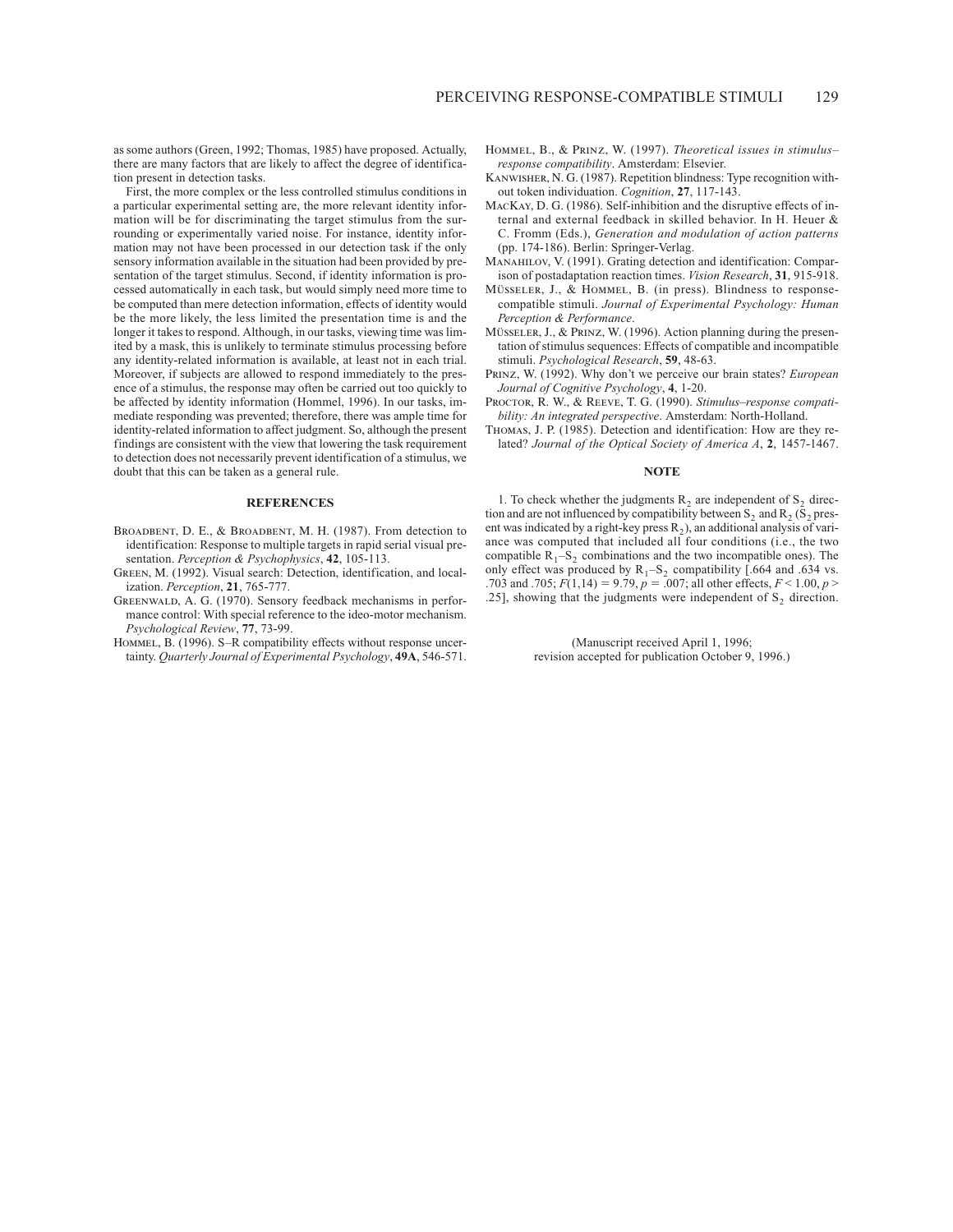as some authors (Green, 1992; Thomas, 1985) have proposed. Actually, there are many factors that are likely to affect the degree of identification present in detection tasks.

First, the more complex or the less controlled stimulus conditions in a particular experimental setting are, the more relevant identity information will be for discriminating the target stimulus from the surrounding or experimentally varied noise. For instance, identity information may not have been processed in our detection task if the only sensory information available in the situation had been provided by presentation of the target stimulus. Second, if identity information is processed automatically in each task, but would simply need more time to be computed than mere detection information, effects of identity would be the more likely, the less limited the presentation time is and the longer it takes to respond. Although, in our tasks, viewing time was limited by a mask, this is unlikely to terminate stimulus processing before any identity-related information is available, at least not in each trial. Moreover, if subjects are allowed to respond immediately to the presence of a stimulus, the response may often be carried out too quickly to be affected by identity information (Hommel, 1996). In our tasks, immediate responding was prevented; therefore, there was ample time for identity-related information to affect judgment. So, although the present findings are consistent with the view that lowering the task requirement to detection does not necessarily prevent identification of a stimulus, we doubt that this can be taken as a general rule.

## REFERENCES

Broadbent, D. E., & Broadbent, M. H. (1987). From detection to identification: Response to multiple targets in rapid serial visual presentation. *Perception & Psychophysics*, **42**, 105-113.

Green, M. (1992). Visual search: Detection, identification, and localization. *Perception*, **21**, 765-777.

Greenwald, A. G. (1970). Sensory feedback mechanisms in performance control: With special reference to the ideo-motor mechanism. *Psychological Review*, **77**, 73-99.

Hommel, B. (1996). S–R compatibility effects without response uncertainty. *Quarterly Journal of Experimental Psychology*, **49A**, 546-571.

Hommel, B., & Prinz, W. (1997). *Theoretical issues in stimulus–response compatibility*. Amsterdam: Elsevier.

Kanwisher, N. G. (1987). Repetition blindness: Type recognition without token individuation. *Cognition*, **27**, 117-143.

MacKay, D. G. (1986). Self-inhibition and the disruptive effects of internal and external feedback in skilled behavior. In H. Heuer & C. Fromm (Eds.), *Generation and modulation of action patterns* (pp. 174-186). Berlin: Springer-Verlag.

Manahilov, V. (1991). Grating detection and identification: Comparison of postadaptation reaction times. *Vision Research*, **31**, 915-918.

Müsseler, J., & Hommel, B. (in press). Blindness to response-compatible stimuli. *Journal of Experimental Psychology: Human Perception & Performance*.

Müsseler, J., & Prinz, W. (1996). Action planning during the presentation of stimulus sequences: Effects of compatible and incompatible stimuli. *Psychological Research*, **59**, 48-63.

Prinz, W. (1992). Why don't we perceive our brain states? *European Journal of Cognitive Psychology*, **4**, 1-20.

Proctor, R. W., & Reeve, T. G. (1990). *Stimulus–response compatibility: An integrated perspective*. Amsterdam: North-Holland.

Thomas, J. P. (1985). Detection and identification: How are they related? *Journal of the Optical Society of America A*, **2**, 1457-1467.

## NOTE

1. To check whether the judgments $R_2$ are independent of $S_2$ direction and are not influenced by compatibility between $S_2$ and $R_2$ ($S_2$ present was indicated by a right-key press $R_2$), an additional analysis of variance was computed that included all four conditions (i.e., the two compatible $R_1$–$S_2$ combinations and the two incompatible ones). The only effect was produced by $R_1$–$S_2$ compatibility [.664 and .634 vs. .703 and .705; $F(1,14) = 9.79$, $p = .007$; all other effects, $F < 1.00$, $p > .25$], showing that the judgments were independent of $S_2$ direction.

(Manuscript received April 1, 1996;
revision accepted for publication October 9, 1996.)